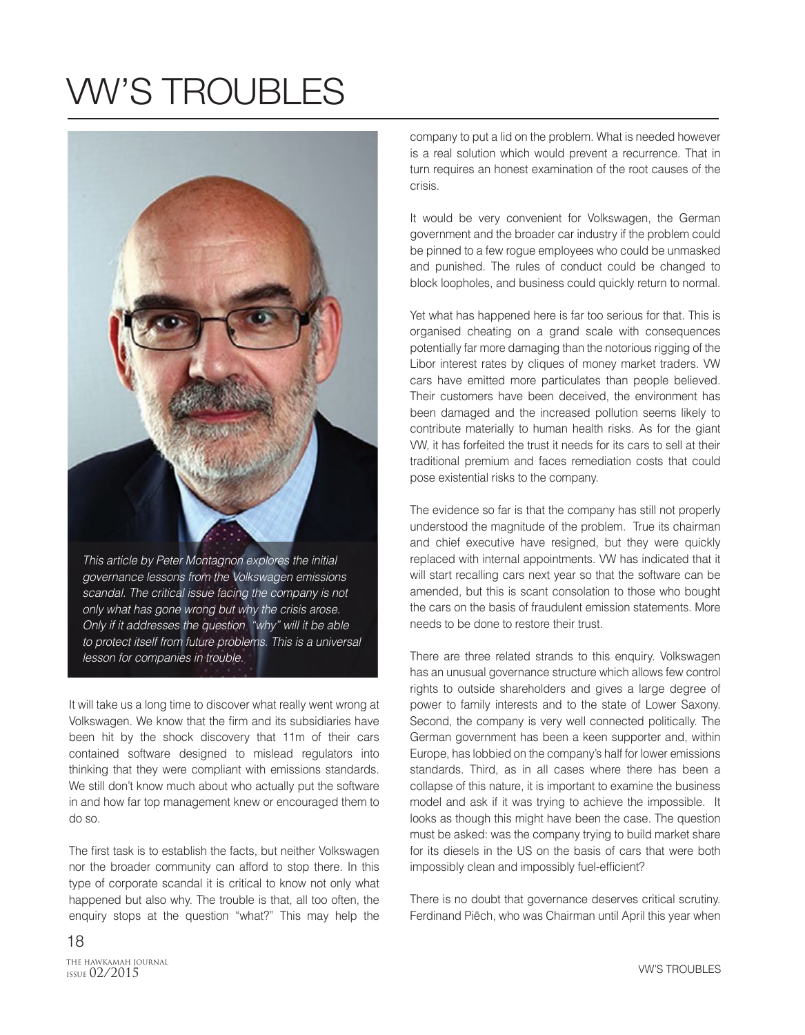# VW'S TROUBLES

*This article by Peter Montagnon explores the initial governance lessons from the Volkswagen emissions scandal. The critical issue facing the company is not only what has gone wrong but why the crisis arose. Only if it addresses the question "why" will it be able to protect itself from future problems. This is a universal lesson for companies in trouble.*

It will take us a long time to discover what really went wrong at Volkswagen. We know that the firm and its subsidiaries have been hit by the shock discovery that 11m of their cars contained software designed to mislead regulators into thinking that they were compliant with emissions standards. We still don't know much about who actually put the software in and how far top management knew or encouraged them to do so.

The first task is to establish the facts, but neither Volkswagen nor the broader community can afford to stop there. In this type of corporate scandal it is critical to know not only what happened but also why. The trouble is that, all too often, the enquiry stops at the question "what?" This may help the company to put a lid on the problem. What is needed however is a real solution which would prevent a recurrence. That in turn requires an honest examination of the root causes of the crisis.

It would be very convenient for Volkswagen, the German government and the broader car industry if the problem could be pinned to a few rogue employees who could be unmasked and punished. The rules of conduct could be changed to block loopholes, and business could quickly return to normal.

Yet what has happened here is far too serious for that. This is organised cheating on a grand scale with consequences potentially far more damaging than the notorious rigging of the Libor interest rates by cliques of money market traders. VW cars have emitted more particulates than people believed. Their customers have been deceived, the environment has been damaged and the increased pollution seems likely to contribute materially to human health risks. As for the giant VW, it has forfeited the trust it needs for its cars to sell at their traditional premium and faces remediation costs that could pose existential risks to the company.

The evidence so far is that the company has still not properly understood the magnitude of the problem. True its chairman and chief executive have resigned, but they were quickly replaced with internal appointments. VW has indicated that it will start recalling cars next year so that the software can be amended, but this is scant consolation to those who bought the cars on the basis of fraudulent emission statements. More needs to be done to restore their trust.

There are three related strands to this enquiry. Volkswagen has an unusual governance structure which allows few control rights to outside shareholders and gives a large degree of power to family interests and to the state of Lower Saxony. Second, the company is very well connected politically. The German government has been a keen supporter and, within Europe, has lobbied on the company's half for lower emissions standards. Third, as in all cases where there has been a collapse of this nature, it is important to examine the business model and ask if it was trying to achieve the impossible. It looks as though this might have been the case. The question must be asked: was the company trying to build market share for its diesels in the US on the basis of cars that were both impossibly clean and impossibly fuel-efficient?

There is no doubt that governance deserves critical scrutiny. Ferdinand Piëch, who was Chairman until April this year when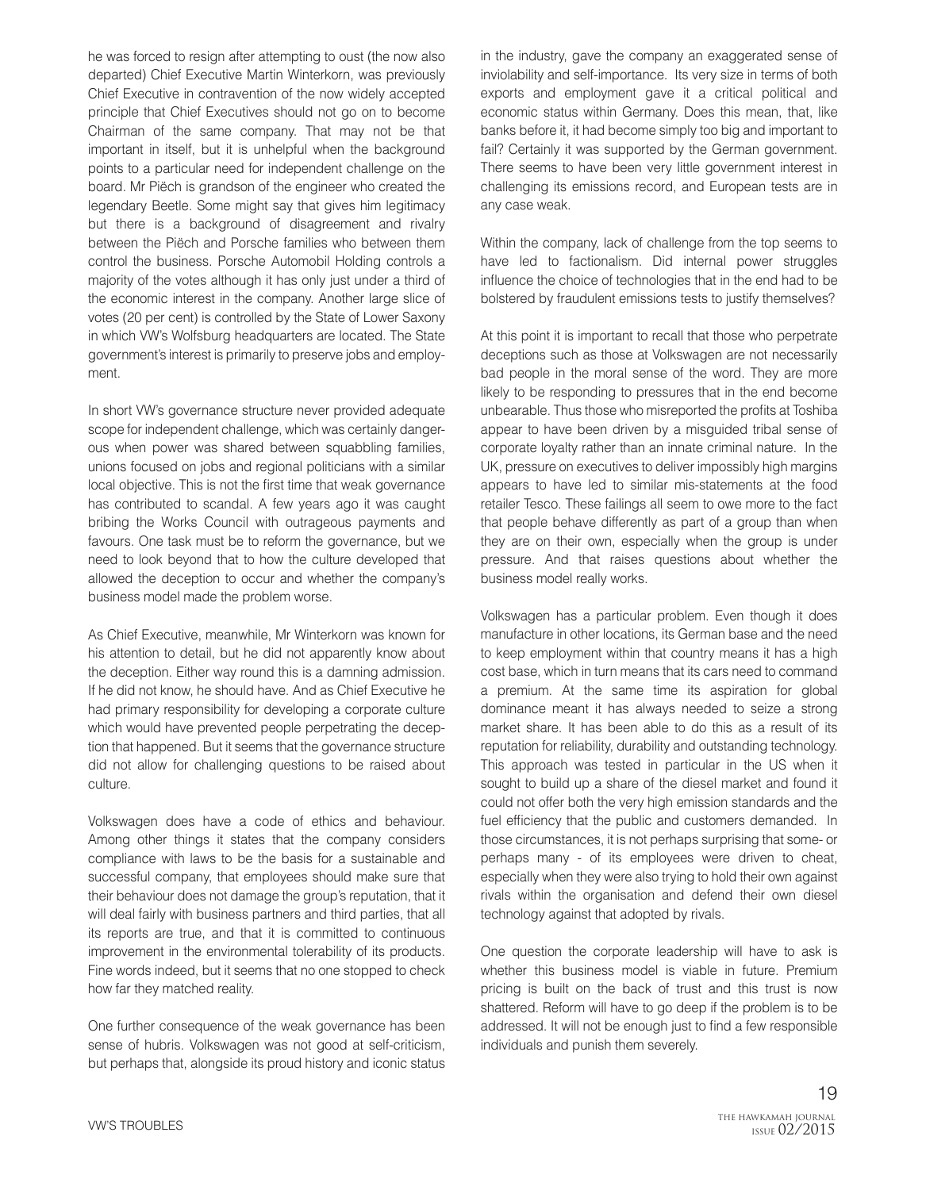he was forced to resign after attempting to oust (the now also departed) Chief Executive Martin Winterkorn, was previously Chief Executive in contravention of the now widely accepted principle that Chief Executives should not go on to become Chairman of the same company. That may not be that important in itself, but it is unhelpful when the background points to a particular need for independent challenge on the board. Mr Piëch is grandson of the engineer who created the legendary Beetle. Some might say that gives him legitimacy but there is a background of disagreement and rivalry between the Piëch and Porsche families who between them control the business. Porsche Automobil Holding controls a majority of the votes although it has only just under a third of the economic interest in the company. Another large slice of votes (20 per cent) is controlled by the State of Lower Saxony in which VW's Wolfsburg headquarters are located. The State government's interest is primarily to preserve jobs and employment.

In short VW's governance structure never provided adequate scope for independent challenge, which was certainly dangerous when power was shared between squabbling families, unions focused on jobs and regional politicians with a similar local objective. This is not the first time that weak governance has contributed to scandal. A few years ago it was caught bribing the Works Council with outrageous payments and favours. One task must be to reform the governance, but we need to look beyond that to how the culture developed that allowed the deception to occur and whether the company's business model made the problem worse.

As Chief Executive, meanwhile, Mr Winterkorn was known for his attention to detail, but he did not apparently know about the deception. Either way round this is a damning admission. If he did not know, he should have. And as Chief Executive he had primary responsibility for developing a corporate culture which would have prevented people perpetrating the deception that happened. But it seems that the governance structure did not allow for challenging questions to be raised about culture.

Volkswagen does have a code of ethics and behaviour. Among other things it states that the company considers compliance with laws to be the basis for a sustainable and successful company, that employees should make sure that their behaviour does not damage the group's reputation, that it will deal fairly with business partners and third parties, that all its reports are true, and that it is committed to continuous improvement in the environmental tolerability of its products. Fine words indeed, but it seems that no one stopped to check how far they matched reality.

One further consequence of the weak governance has been sense of hubris. Volkswagen was not good at self-criticism, but perhaps that, alongside its proud history and iconic status in the industry, gave the company an exaggerated sense of inviolability and self-importance. Its very size in terms of both exports and employment gave it a critical political and economic status within Germany. Does this mean, that, like banks before it, it had become simply too big and important to fail? Certainly it was supported by the German government. There seems to have been very little government interest in challenging its emissions record, and European tests are in any case weak.

Within the company, lack of challenge from the top seems to have led to factionalism. Did internal power struggles influence the choice of technologies that in the end had to be bolstered by fraudulent emissions tests to justify themselves?

At this point it is important to recall that those who perpetrate deceptions such as those at Volkswagen are not necessarily bad people in the moral sense of the word. They are more likely to be responding to pressures that in the end become unbearable. Thus those who misreported the profits at Toshiba appear to have been driven by a misguided tribal sense of corporate loyalty rather than an innate criminal nature. In the UK, pressure on executives to deliver impossibly high margins appears to have led to similar mis-statements at the food retailer Tesco. These failings all seem to owe more to the fact that people behave differently as part of a group than when they are on their own, especially when the group is under pressure. And that raises questions about whether the business model really works.

Volkswagen has a particular problem. Even though it does manufacture in other locations, its German base and the need to keep employment within that country means it has a high cost base, which in turn means that its cars need to command a premium. At the same time its aspiration for global dominance meant it has always needed to seize a strong market share. It has been able to do this as a result of its reputation for reliability, durability and outstanding technology. This approach was tested in particular in the US when it sought to build up a share of the diesel market and found it could not offer both the very high emission standards and the fuel efficiency that the public and customers demanded. In those circumstances, it is not perhaps surprising that some- or perhaps many - of its employees were driven to cheat, especially when they were also trying to hold their own against rivals within the organisation and defend their own diesel technology against that adopted by rivals.

One question the corporate leadership will have to ask is whether this business model is viable in future. Premium pricing is built on the back of trust and this trust is now shattered. Reform will have to go deep if the problem is to be addressed. It will not be enough just to find a few responsible individuals and punish them severely.